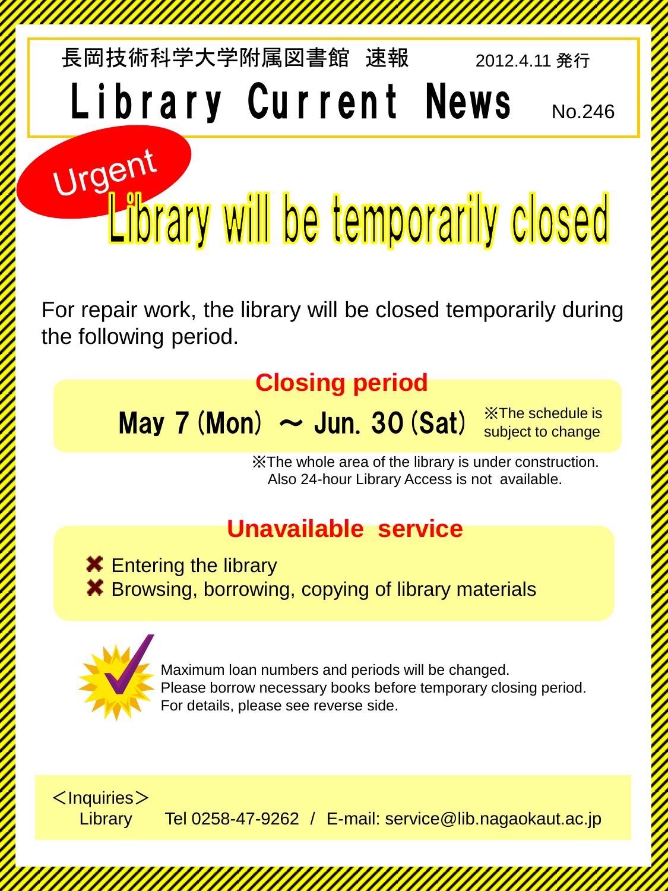長岡技術科学大学附属図書館　速報　　2012.4.11 発行

# Library Current News

No.246

Urgent

# Library will be temporarily closed

For repair work, the library will be closed temporarily during the following period.

## Closing period

**May 7 (Mon) ～ Jun. 30 (Sat)**　※The schedule is subject to change

※The whole area of the library is under construction.
Also 24-hour Library Access is not available.

## Unavailable service

- ✖ Entering the library
- ✖ Browsing, borrowing, copying of library materials

Maximum loan numbers and periods will be changed.
Please borrow necessary books before temporary closing period.
For details, please see reverse side.

＜Inquiries＞
Library　Tel 0258-47-9262 / E-mail: service@lib.nagaokaut.ac.jp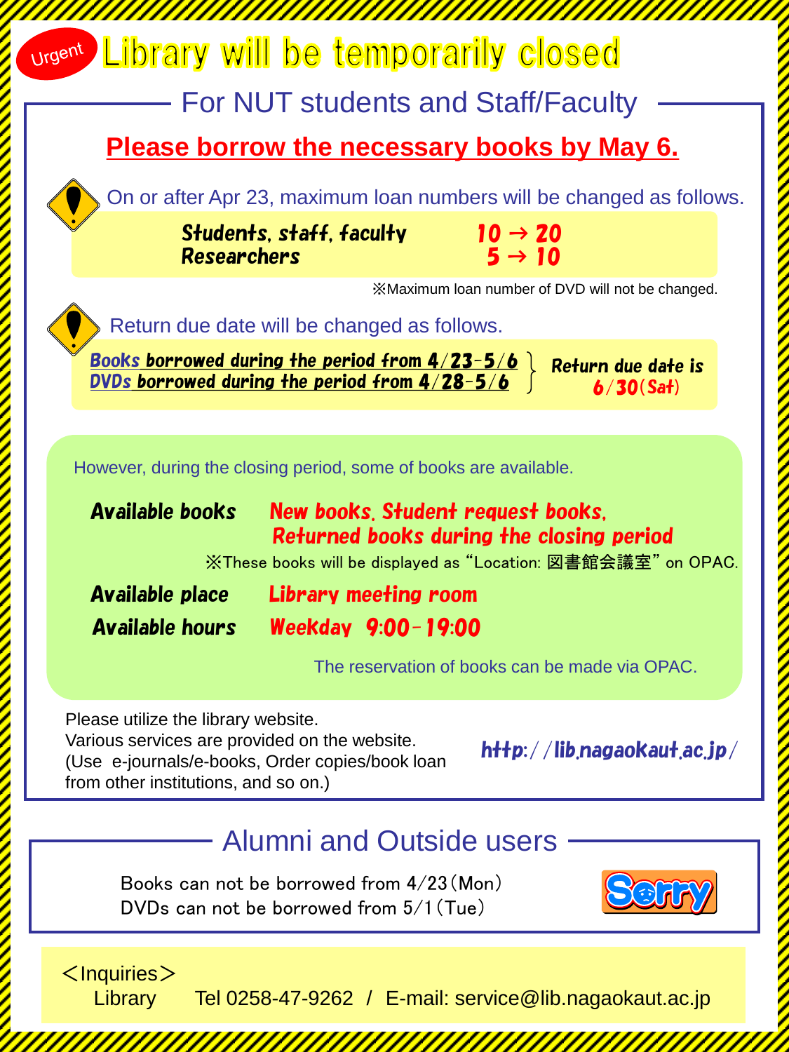Urgent

# Library will be temporarily closed

## For NUT students and Staff/Faculty

**Please borrow the necessary books by May 6.**

On or after Apr 23, maximum loan numbers will be changed as follows.

| | |
|---|---|
| **Students, staff, faculty** | **10 → 20** |
| **Researchers** | **5 → 10** |

※Maximum loan number of DVD will not be changed.

Return due date will be changed as follows.

**Books borrowed during the period from 4/23-5/6**
**DVDs borrowed during the period from 4/28-5/6**
} **Return due date is 6/30(Sat)**

However, during the closing period, some of books are available.

| | |
|---|---|
| **Available books** | **New books, Student request books, Returned books during the closing period** |

※These books will be displayed as "Location: 図書館会議室" on OPAC.

| | |
|---|---|
| **Available place** | **Library meeting room** |
| **Available hours** | **Weekday 9:00-19:00** |

The reservation of books can be made via OPAC.

Please utilize the library website.
Various services are provided on the website.
(Use e-journals/e-books, Order copies/book loan from other institutions, and so on.)

http://lib.nagaokaut.ac.jp/

## Alumni and Outside users

Books can not be borrowed from 4/23(Mon)
DVDs can not be borrowed from 5/1(Tue)

Sorry

<Inquiries>
Library Tel 0258-47-9262 / E-mail: service@lib.nagaokaut.ac.jp